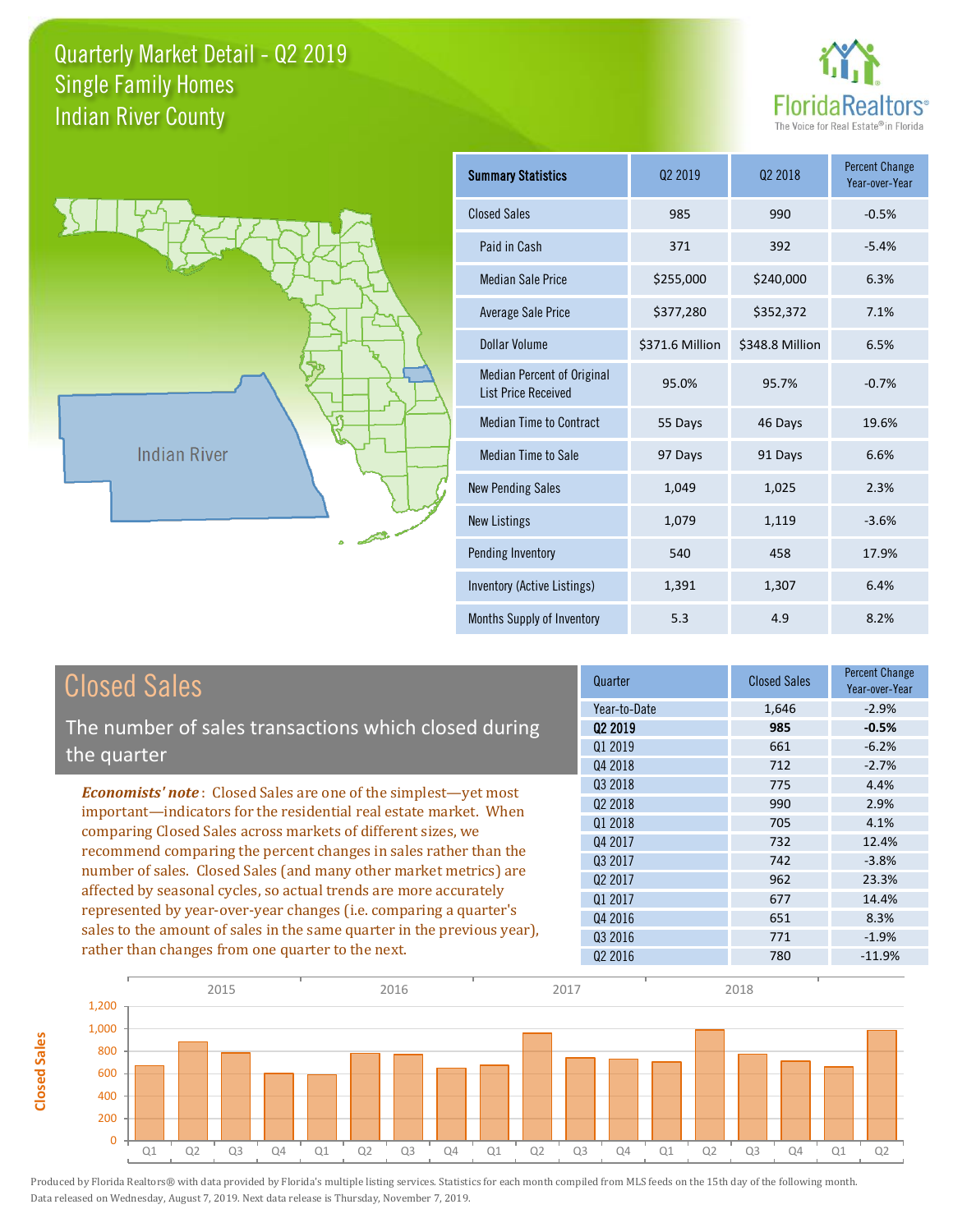# Quarterly Market Detail - Q2 2019
## Single Family Homes
## Indian River County

FloridaRealtors®
The Voice for Real Estate® in Florida

Indian River

| Summary Statistics | Q2 2019 | Q2 2018 | Percent Change Year-over-Year |
|---|---|---|---|
| Closed Sales | 985 | 990 | -0.5% |
| Paid in Cash | 371 | 392 | -5.4% |
| Median Sale Price | $255,000 | $240,000 | 6.3% |
| Average Sale Price | $377,280 | $352,372 | 7.1% |
| Dollar Volume | $371.6 Million | $348.8 Million | 6.5% |
| Median Percent of Original List Price Received | 95.0% | 95.7% | -0.7% |
| Median Time to Contract | 55 Days | 46 Days | 19.6% |
| Median Time to Sale | 97 Days | 91 Days | 6.6% |
| New Pending Sales | 1,049 | 1,025 | 2.3% |
| New Listings | 1,079 | 1,119 | -3.6% |
| Pending Inventory | 540 | 458 | 17.9% |
| Inventory (Active Listings) | 1,391 | 1,307 | 6.4% |
| Months Supply of Inventory | 5.3 | 4.9 | 8.2% |

## Closed Sales

The number of sales transactions which closed during the quarter

***Economists' note***: Closed Sales are one of the simplest—yet most important—indicators for the residential real estate market. When comparing Closed Sales across markets of different sizes, we recommend comparing the percent changes in sales rather than the number of sales. Closed Sales (and many other market metrics) are affected by seasonal cycles, so actual trends are more accurately represented by year-over-year changes (i.e. comparing a quarter's sales to the amount of sales in the same quarter in the previous year), rather than changes from one quarter to the next.

| Quarter | Closed Sales | Percent Change Year-over-Year |
|---|---|---|
| Year-to-Date | 1,646 | -2.9% |
| **Q2 2019** | **985** | **-0.5%** |
| Q1 2019 | 661 | -6.2% |
| Q4 2018 | 712 | -2.7% |
| Q3 2018 | 775 | 4.4% |
| Q2 2018 | 990 | 2.9% |
| Q1 2018 | 705 | 4.1% |
| Q4 2017 | 732 | 12.4% |
| Q3 2017 | 742 | -3.8% |
| Q2 2017 | 962 | 23.3% |
| Q1 2017 | 677 | 14.4% |
| Q4 2016 | 651 | 8.3% |
| Q3 2016 | 771 | -1.9% |
| Q2 2016 | 780 | -11.9% |

Produced by Florida Realtors® with data provided by Florida's multiple listing services. Statistics for each month compiled from MLS feeds on the 15th day of the following month. Data released on Wednesday, August 7, 2019. Next data release is Thursday, November 7, 2019.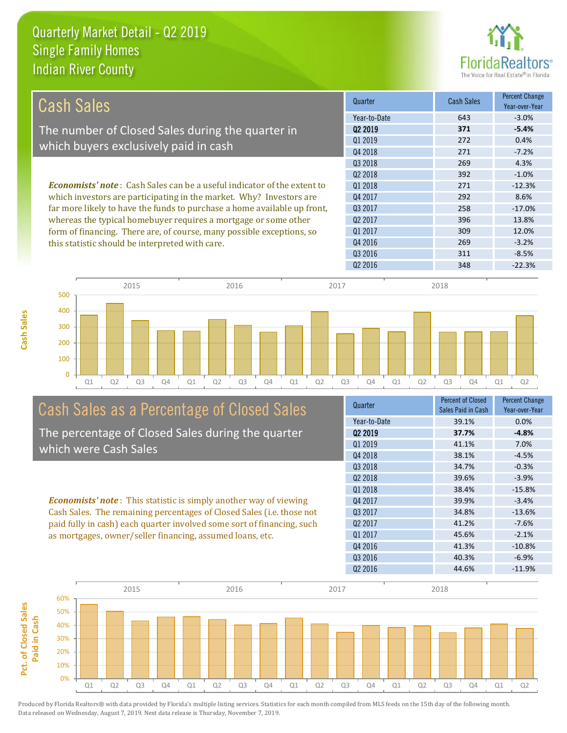# Quarterly Market Detail - Q2 2019
## Single Family Homes
## Indian River County

## Cash Sales

The number of Closed Sales during the quarter in which buyers exclusively paid in cash

| Quarter | Cash Sales | Percent Change Year-over-Year |
|---|---|---|
| Year-to-Date | 643 | -3.0% |
| **Q2 2019** | **371** | **-5.4%** |
| Q1 2019 | 272 | 0.4% |
| Q4 2018 | 271 | -7.2% |
| Q3 2018 | 269 | 4.3% |
| Q2 2018 | 392 | -1.0% |
| Q1 2018 | 271 | -12.3% |
| Q4 2017 | 292 | 8.6% |
| Q3 2017 | 258 | -17.0% |
| Q2 2017 | 396 | 13.8% |
| Q1 2017 | 309 | 12.0% |
| Q4 2016 | 269 | -3.2% |
| Q3 2016 | 311 | -8.5% |
| Q2 2016 | 348 | -22.3% |

*Economists' note*: Cash Sales can be a useful indicator of the extent to which investors are participating in the market. Why? Investors are far more likely to have the funds to purchase a home available up front, whereas the typical homebuyer requires a mortgage or some other form of financing. There are, of course, many possible exceptions, so this statistic should be interpreted with care.

## Cash Sales as a Percentage of Closed Sales

The percentage of Closed Sales during the quarter which were Cash Sales

| Quarter | Percent of Closed Sales Paid in Cash | Percent Change Year-over-Year |
|---|---|---|
| Year-to-Date | 39.1% | 0.0% |
| **Q2 2019** | **37.7%** | **-4.8%** |
| Q1 2019 | 41.1% | 7.0% |
| Q4 2018 | 38.1% | -4.5% |
| Q3 2018 | 34.7% | -0.3% |
| Q2 2018 | 39.6% | -3.9% |
| Q1 2018 | 38.4% | -15.8% |
| Q4 2017 | 39.9% | -3.4% |
| Q3 2017 | 34.8% | -13.6% |
| Q2 2017 | 41.2% | -7.6% |
| Q1 2017 | 45.6% | -2.1% |
| Q4 2016 | 41.3% | -10.8% |
| Q3 2016 | 40.3% | -6.9% |
| Q2 2016 | 44.6% | -11.9% |

*Economists' note*: This statistic is simply another way of viewing Cash Sales. The remaining percentages of Closed Sales (i.e. those not paid fully in cash) each quarter involved some sort of financing, such as mortgages, owner/seller financing, assumed loans, etc.

Produced by Florida Realtors® with data provided by Florida's multiple listing services. Statistics for each month compiled from MLS feeds on the 15th day of the following month. Data released on Wednesday, August 7, 2019. Next data release is Thursday, November 7, 2019.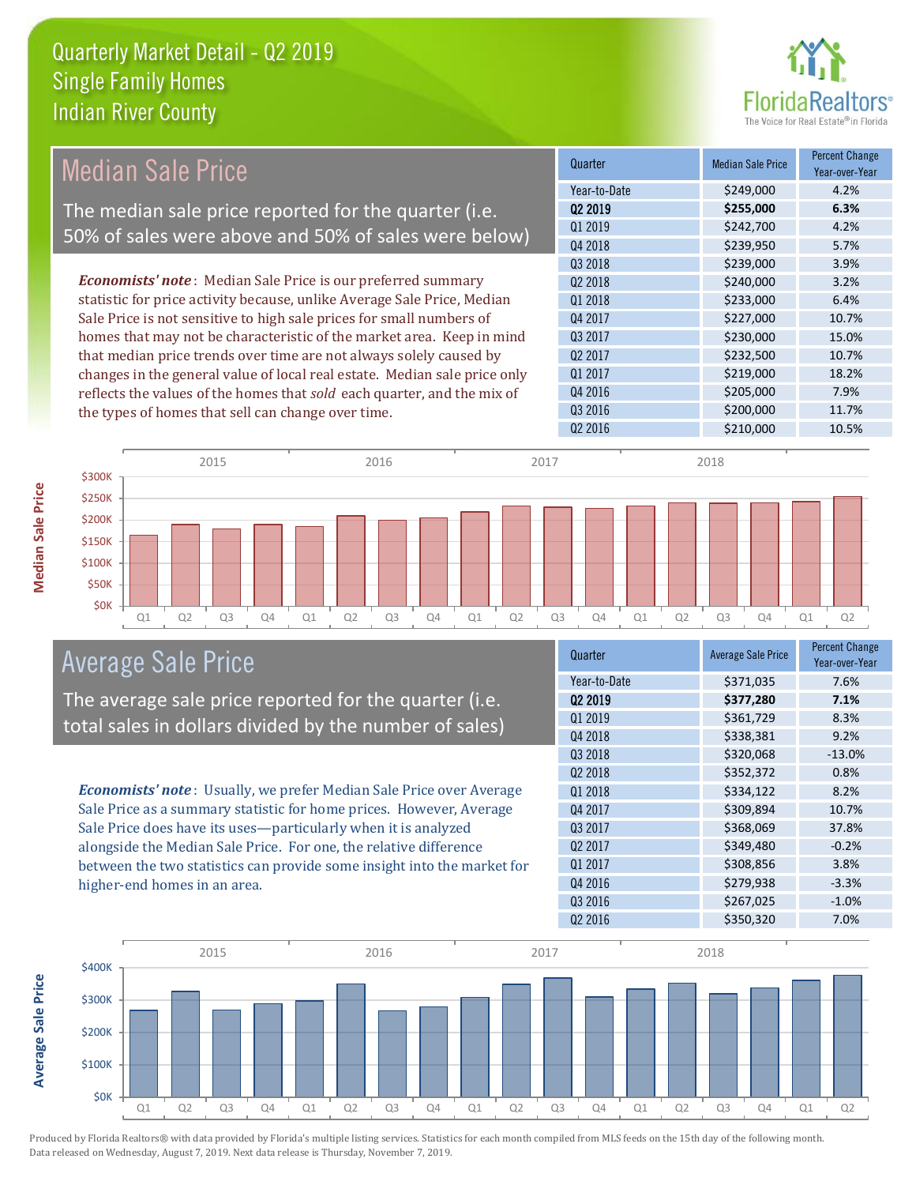# Quarterly Market Detail - Q2 2019
## Single Family Homes
## Indian River County

## Median Sale Price

The median sale price reported for the quarter (i.e. 50% of sales were above and 50% of sales were below)

*Economists' note*: Median Sale Price is our preferred summary statistic for price activity because, unlike Average Sale Price, Median Sale Price is not sensitive to high sale prices for small numbers of homes that may not be characteristic of the market area. Keep in mind that median price trends over time are not always solely caused by changes in the general value of local real estate. Median sale price only reflects the values of the homes that *sold* each quarter, and the mix of the types of homes that sell can change over time.

| Quarter | Median Sale Price | Percent Change Year-over-Year |
|---|---|---|
| Year-to-Date | $249,000 | 4.2% |
| **Q2 2019** | **$255,000** | **6.3%** |
| Q1 2019 | $242,700 | 4.2% |
| Q4 2018 | $239,950 | 5.7% |
| Q3 2018 | $239,000 | 3.9% |
| Q2 2018 | $240,000 | 3.2% |
| Q1 2018 | $233,000 | 6.4% |
| Q4 2017 | $227,000 | 10.7% |
| Q3 2017 | $230,000 | 15.0% |
| Q2 2017 | $232,500 | 10.7% |
| Q1 2017 | $219,000 | 18.2% |
| Q4 2016 | $205,000 | 7.9% |
| Q3 2016 | $200,000 | 11.7% |
| Q2 2016 | $210,000 | 10.5% |

## Average Sale Price

The average sale price reported for the quarter (i.e. total sales in dollars divided by the number of sales)

*Economists' note*: Usually, we prefer Median Sale Price over Average Sale Price as a summary statistic for home prices. However, Average Sale Price does have its uses—particularly when it is analyzed alongside the Median Sale Price. For one, the relative difference between the two statistics can provide some insight into the market for higher-end homes in an area.

| Quarter | Average Sale Price | Percent Change Year-over-Year |
|---|---|---|
| Year-to-Date | $371,035 | 7.6% |
| **Q2 2019** | **$377,280** | **7.1%** |
| Q1 2019 | $361,729 | 8.3% |
| Q4 2018 | $338,381 | 9.2% |
| Q3 2018 | $320,068 | -13.0% |
| Q2 2018 | $352,372 | 0.8% |
| Q1 2018 | $334,122 | 8.2% |
| Q4 2017 | $309,894 | 10.7% |
| Q3 2017 | $368,069 | 37.8% |
| Q2 2017 | $349,480 | -0.2% |
| Q1 2017 | $308,856 | 3.8% |
| Q4 2016 | $279,938 | -3.3% |
| Q3 2016 | $267,025 | -1.0% |
| Q2 2016 | $350,320 | 7.0% |

Produced by Florida Realtors® with data provided by Florida's multiple listing services. Statistics for each month compiled from MLS feeds on the 15th day of the following month. Data released on Wednesday, August 7, 2019. Next data release is Thursday, November 7, 2019.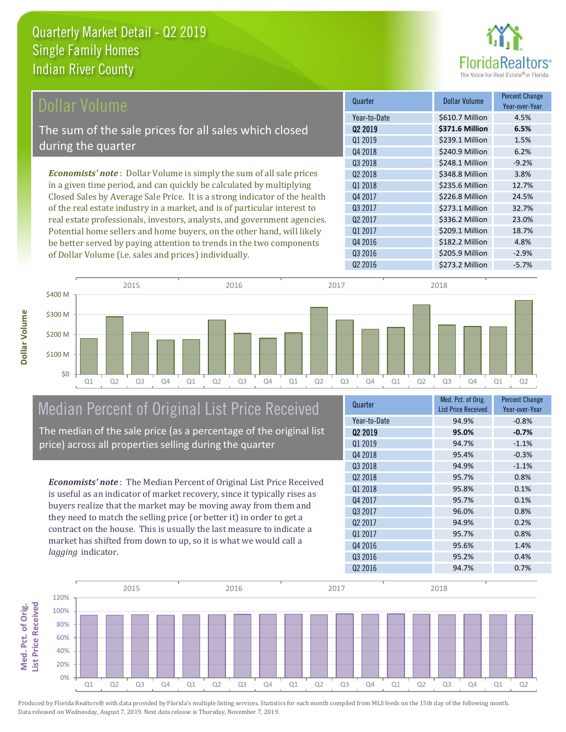# Quarterly Market Detail - Q2 2019
## Single Family Homes
## Indian River County

## Dollar Volume

The sum of the sale prices for all sales which closed during the quarter

***Economists' note***: Dollar Volume is simply the sum of all sale prices in a given time period, and can quickly be calculated by multiplying Closed Sales by Average Sale Price. It is a strong indicator of the health of the real estate industry in a market, and is of particular interest to real estate professionals, investors, analysts, and government agencies. Potential home sellers and home buyers, on the other hand, will likely be better served by paying attention to trends in the two components of Dollar Volume (i.e. sales and prices) individually.

| Quarter | Dollar Volume | Percent Change Year-over-Year |
|---|---|---|
| Year-to-Date | $610.7 Million | 4.5% |
| **Q2 2019** | **$371.6 Million** | **6.5%** |
| Q1 2019 | $239.1 Million | 1.5% |
| Q4 2018 | $240.9 Million | 6.2% |
| Q3 2018 | $248.1 Million | -9.2% |
| Q2 2018 | $348.8 Million | 3.8% |
| Q1 2018 | $235.6 Million | 12.7% |
| Q4 2017 | $226.8 Million | 24.5% |
| Q3 2017 | $273.1 Million | 32.7% |
| Q2 2017 | $336.2 Million | 23.0% |
| Q1 2017 | $209.1 Million | 18.7% |
| Q4 2016 | $182.2 Million | 4.8% |
| Q3 2016 | $205.9 Million | -2.9% |
| Q2 2016 | $273.2 Million | -5.7% |

## Median Percent of Original List Price Received

The median of the sale price (as a percentage of the original list price) across all properties selling during the quarter

***Economists' note***: The Median Percent of Original List Price Received is useful as an indicator of market recovery, since it typically rises as buyers realize that the market may be moving away from them and they need to match the selling price (or better it) in order to get a contract on the house. This is usually the last measure to indicate a market has shifted from down to up, so it is what we would call a *lagging* indicator.

| Quarter | Med. Pct. of Orig. List Price Received | Percent Change Year-over-Year |
|---|---|---|
| Year-to-Date | 94.9% | -0.8% |
| **Q2 2019** | **95.0%** | **-0.7%** |
| Q1 2019 | 94.7% | -1.1% |
| Q4 2018 | 95.4% | -0.3% |
| Q3 2018 | 94.9% | -1.1% |
| Q2 2018 | 95.7% | 0.8% |
| Q1 2018 | 95.8% | 0.1% |
| Q4 2017 | 95.7% | 0.1% |
| Q3 2017 | 96.0% | 0.8% |
| Q2 2017 | 94.9% | 0.2% |
| Q1 2017 | 95.7% | 0.8% |
| Q4 2016 | 95.6% | 1.4% |
| Q3 2016 | 95.2% | 0.4% |
| Q2 2016 | 94.7% | 0.7% |

Produced by Florida Realtors® with data provided by Florida's multiple listing services. Statistics for each month compiled from MLS feeds on the 15th day of the following month. Data released on Wednesday, August 7, 2019. Next data release is Thursday, November 7, 2019.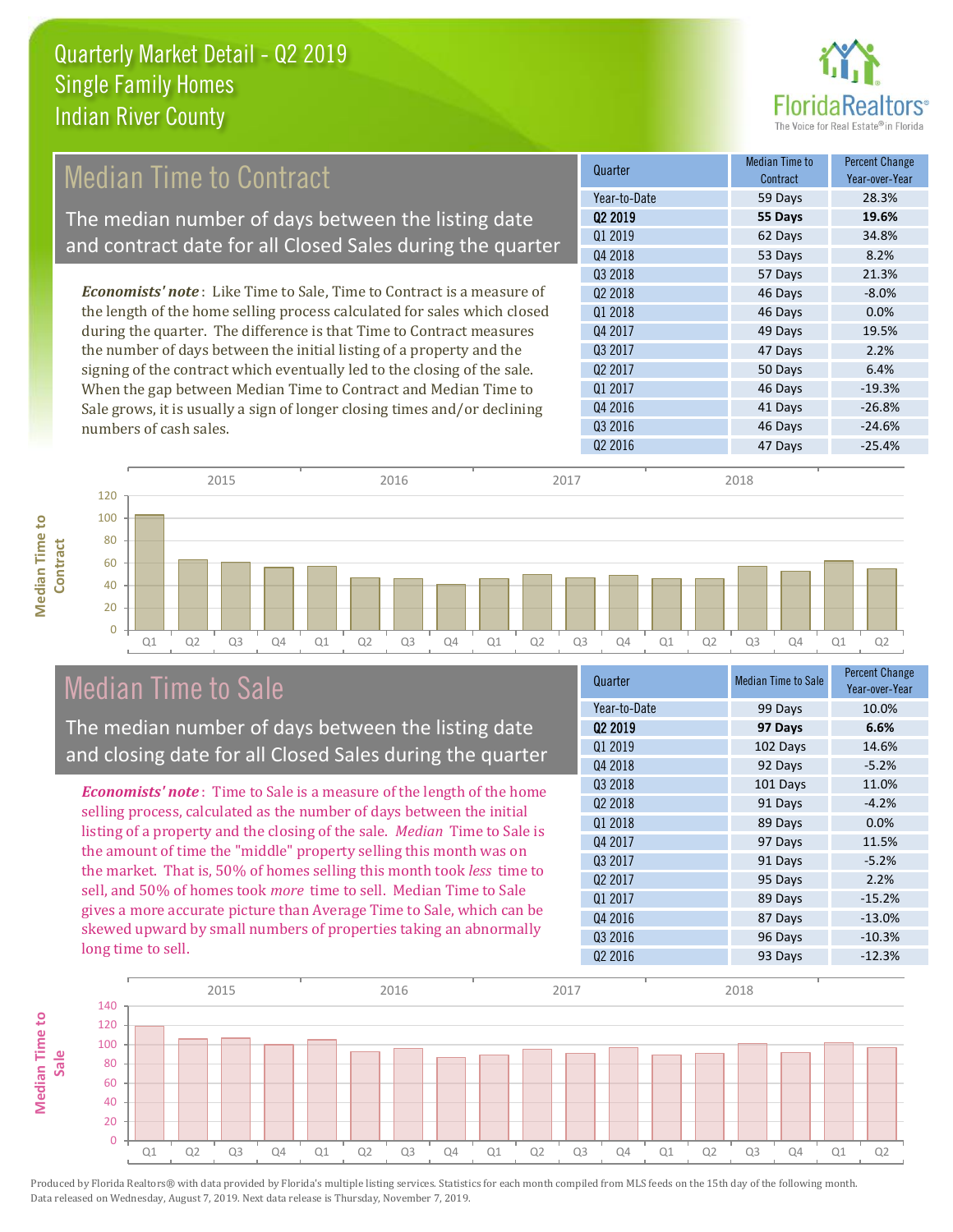# Quarterly Market Detail - Q2 2019
## Single Family Homes
## Indian River County

## Median Time to Contract

The median number of days between the listing date and contract date for all Closed Sales during the quarter

*Economists' note*: Like Time to Sale, Time to Contract is a measure of the length of the home selling process calculated for sales which closed during the quarter. The difference is that Time to Contract measures the number of days between the initial listing of a property and the signing of the contract which eventually led to the closing of the sale. When the gap between Median Time to Contract and Median Time to Sale grows, it is usually a sign of longer closing times and/or declining numbers of cash sales.

| Quarter | Median Time to Contract | Percent Change Year-over-Year |
|---|---|---|
| Year-to-Date | 59 Days | 28.3% |
| **Q2 2019** | **55 Days** | **19.6%** |
| Q1 2019 | 62 Days | 34.8% |
| Q4 2018 | 53 Days | 8.2% |
| Q3 2018 | 57 Days | 21.3% |
| Q2 2018 | 46 Days | -8.0% |
| Q1 2018 | 46 Days | 0.0% |
| Q4 2017 | 49 Days | 19.5% |
| Q3 2017 | 47 Days | 2.2% |
| Q2 2017 | 50 Days | 6.4% |
| Q1 2017 | 46 Days | -19.3% |
| Q4 2016 | 41 Days | -26.8% |
| Q3 2016 | 46 Days | -24.6% |
| Q2 2016 | 47 Days | -25.4% |

## Median Time to Sale

The median number of days between the listing date and closing date for all Closed Sales during the quarter

*Economists' note*: Time to Sale is a measure of the length of the home selling process, calculated as the number of days between the initial listing of a property and the closing of the sale. *Median* Time to Sale is the amount of time the "middle" property selling this month was on the market. That is, 50% of homes selling this month took *less* time to sell, and 50% of homes took *more* time to sell. Median Time to Sale gives a more accurate picture than Average Time to Sale, which can be skewed upward by small numbers of properties taking an abnormally long time to sell.

| Quarter | Median Time to Sale | Percent Change Year-over-Year |
|---|---|---|
| Year-to-Date | 99 Days | 10.0% |
| **Q2 2019** | **97 Days** | **6.6%** |
| Q1 2019 | 102 Days | 14.6% |
| Q4 2018 | 92 Days | -5.2% |
| Q3 2018 | 101 Days | 11.0% |
| Q2 2018 | 91 Days | -4.2% |
| Q1 2018 | 89 Days | 0.0% |
| Q4 2017 | 97 Days | 11.5% |
| Q3 2017 | 91 Days | -5.2% |
| Q2 2017 | 95 Days | 2.2% |
| Q1 2017 | 89 Days | -15.2% |
| Q4 2016 | 87 Days | -13.0% |
| Q3 2016 | 96 Days | -10.3% |
| Q2 2016 | 93 Days | -12.3% |

Produced by Florida Realtors® with data provided by Florida's multiple listing services. Statistics for each month compiled from MLS feeds on the 15th day of the following month. Data released on Wednesday, August 7, 2019. Next data release is Thursday, November 7, 2019.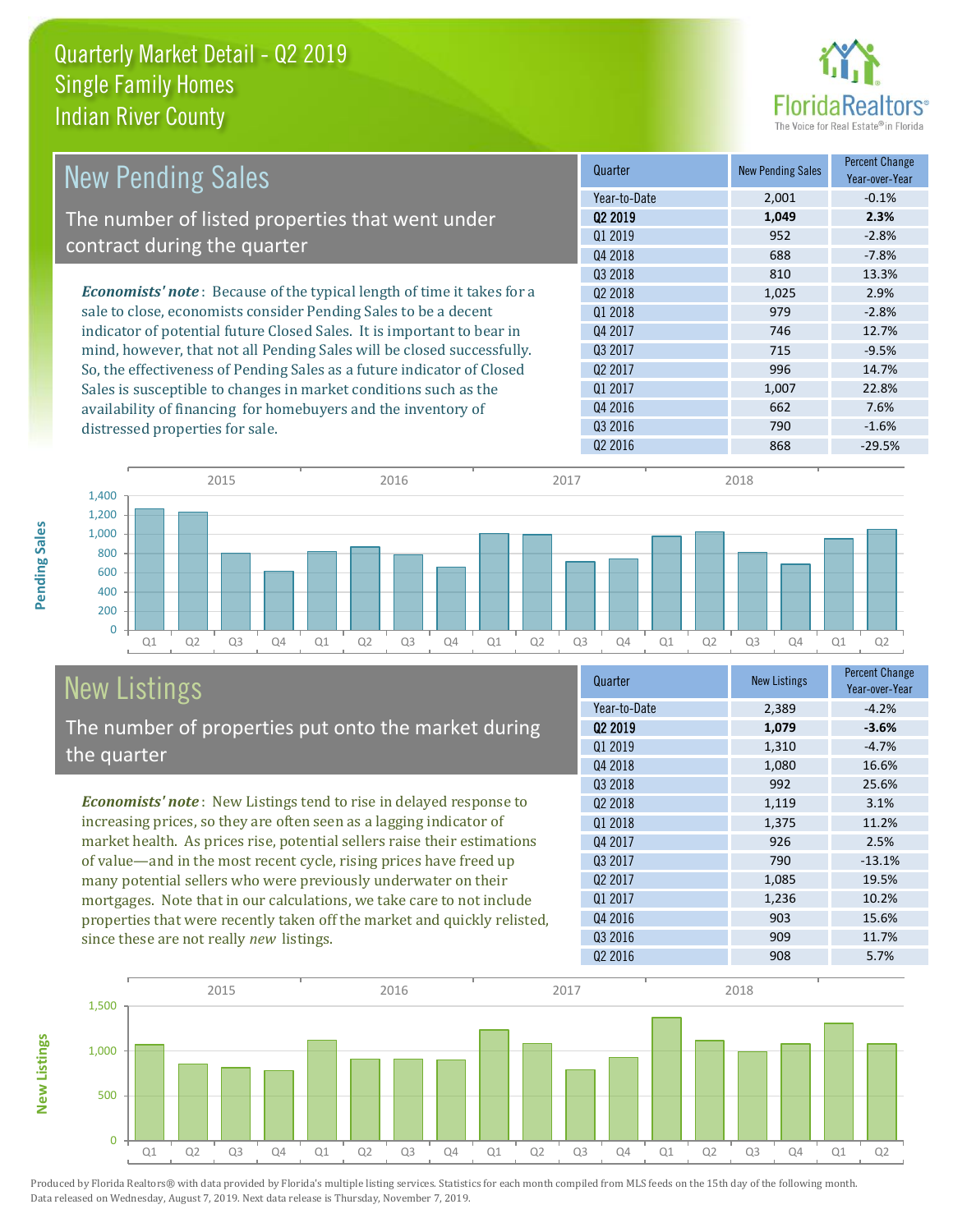# Quarterly Market Detail - Q2 2019
## Single Family Homes
## Indian River County

## New Pending Sales

The number of listed properties that went under contract during the quarter

***Economists' note***: Because of the typical length of time it takes for a sale to close, economists consider Pending Sales to be a decent indicator of potential future Closed Sales. It is important to bear in mind, however, that not all Pending Sales will be closed successfully. So, the effectiveness of Pending Sales as a future indicator of Closed Sales is susceptible to changes in market conditions such as the availability of financing for homebuyers and the inventory of distressed properties for sale.

| Quarter | New Pending Sales | Percent Change Year-over-Year |
|---|---|---|
| Year-to-Date | 2,001 | -0.1% |
| **Q2 2019** | **1,049** | **2.3%** |
| Q1 2019 | 952 | -2.8% |
| Q4 2018 | 688 | -7.8% |
| Q3 2018 | 810 | 13.3% |
| Q2 2018 | 1,025 | 2.9% |
| Q1 2018 | 979 | -2.8% |
| Q4 2017 | 746 | 12.7% |
| Q3 2017 | 715 | -9.5% |
| Q2 2017 | 996 | 14.7% |
| Q1 2017 | 1,007 | 22.8% |
| Q4 2016 | 662 | 7.6% |
| Q3 2016 | 790 | -1.6% |
| Q2 2016 | 868 | -29.5% |

## New Listings

The number of properties put onto the market during the quarter

***Economists' note***: New Listings tend to rise in delayed response to increasing prices, so they are often seen as a lagging indicator of market health. As prices rise, potential sellers raise their estimations of value—and in the most recent cycle, rising prices have freed up many potential sellers who were previously underwater on their mortgages. Note that in our calculations, we take care to not include properties that were recently taken off the market and quickly relisted, since these are not really *new* listings.

| Quarter | New Listings | Percent Change Year-over-Year |
|---|---|---|
| Year-to-Date | 2,389 | -4.2% |
| **Q2 2019** | **1,079** | **-3.6%** |
| Q1 2019 | 1,310 | -4.7% |
| Q4 2018 | 1,080 | 16.6% |
| Q3 2018 | 992 | 25.6% |
| Q2 2018 | 1,119 | 3.1% |
| Q1 2018 | 1,375 | 11.2% |
| Q4 2017 | 926 | 2.5% |
| Q3 2017 | 790 | -13.1% |
| Q2 2017 | 1,085 | 19.5% |
| Q1 2017 | 1,236 | 10.2% |
| Q4 2016 | 903 | 15.6% |
| Q3 2016 | 909 | 11.7% |
| Q2 2016 | 908 | 5.7% |

Produced by Florida Realtors® with data provided by Florida's multiple listing services. Statistics for each month compiled from MLS feeds on the 15th day of the following month. Data released on Wednesday, August 7, 2019. Next data release is Thursday, November 7, 2019.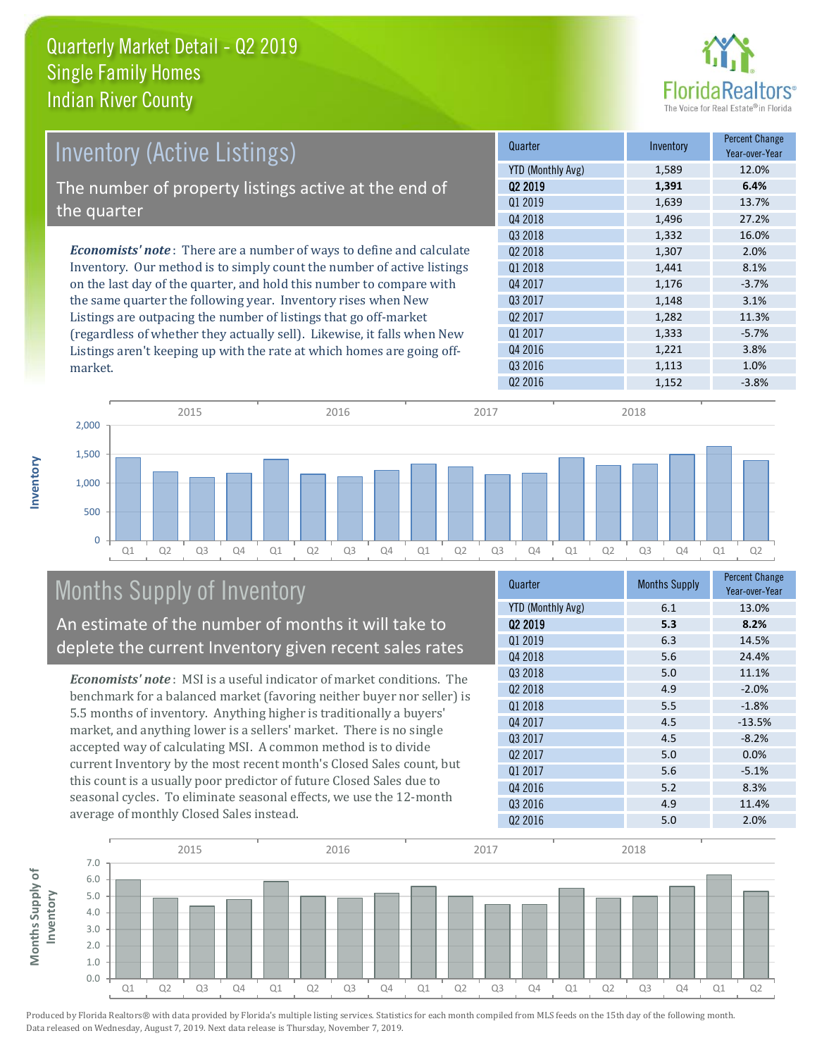# Quarterly Market Detail - Q2 2019
## Single Family Homes
## Indian River County

## Inventory (Active Listings)

The number of property listings active at the end of the quarter

*Economists' note*: There are a number of ways to define and calculate Inventory. Our method is to simply count the number of active listings on the last day of the quarter, and hold this number to compare with the same quarter the following year. Inventory rises when New Listings are outpacing the number of listings that go off-market (regardless of whether they actually sell). Likewise, it falls when New Listings aren't keeping up with the rate at which homes are going off-market.

| Quarter | Inventory | Percent Change Year-over-Year |
|---|---|---|
| YTD (Monthly Avg) | 1,589 | 12.0% |
| **Q2 2019** | **1,391** | **6.4%** |
| Q1 2019 | 1,639 | 13.7% |
| Q4 2018 | 1,496 | 27.2% |
| Q3 2018 | 1,332 | 16.0% |
| Q2 2018 | 1,307 | 2.0% |
| Q1 2018 | 1,441 | 8.1% |
| Q4 2017 | 1,176 | -3.7% |
| Q3 2017 | 1,148 | 3.1% |
| Q2 2017 | 1,282 | 11.3% |
| Q1 2017 | 1,333 | -5.7% |
| Q4 2016 | 1,221 | 3.8% |
| Q3 2016 | 1,113 | 1.0% |
| Q2 2016 | 1,152 | -3.8% |

## Months Supply of Inventory

An estimate of the number of months it will take to deplete the current Inventory given recent sales rates

*Economists' note*: MSI is a useful indicator of market conditions. The benchmark for a balanced market (favoring neither buyer nor seller) is 5.5 months of inventory. Anything higher is traditionally a buyers' market, and anything lower is a sellers' market. There is no single accepted way of calculating MSI. A common method is to divide current Inventory by the most recent month's Closed Sales count, but this count is a usually poor predictor of future Closed Sales due to seasonal cycles. To eliminate seasonal effects, we use the 12-month average of monthly Closed Sales instead.

| Quarter | Months Supply | Percent Change Year-over-Year |
|---|---|---|
| YTD (Monthly Avg) | 6.1 | 13.0% |
| **Q2 2019** | **5.3** | **8.2%** |
| Q1 2019 | 6.3 | 14.5% |
| Q4 2018 | 5.6 | 24.4% |
| Q3 2018 | 5.0 | 11.1% |
| Q2 2018 | 4.9 | -2.0% |
| Q1 2018 | 5.5 | -1.8% |
| Q4 2017 | 4.5 | -13.5% |
| Q3 2017 | 4.5 | -8.2% |
| Q2 2017 | 5.0 | 0.0% |
| Q1 2017 | 5.6 | -5.1% |
| Q4 2016 | 5.2 | 8.3% |
| Q3 2016 | 4.9 | 11.4% |
| Q2 2016 | 5.0 | 2.0% |

Produced by Florida Realtors® with data provided by Florida's multiple listing services. Statistics for each month compiled from MLS feeds on the 15th day of the following month. Data released on Wednesday, August 7, 2019. Next data release is Thursday, November 7, 2019.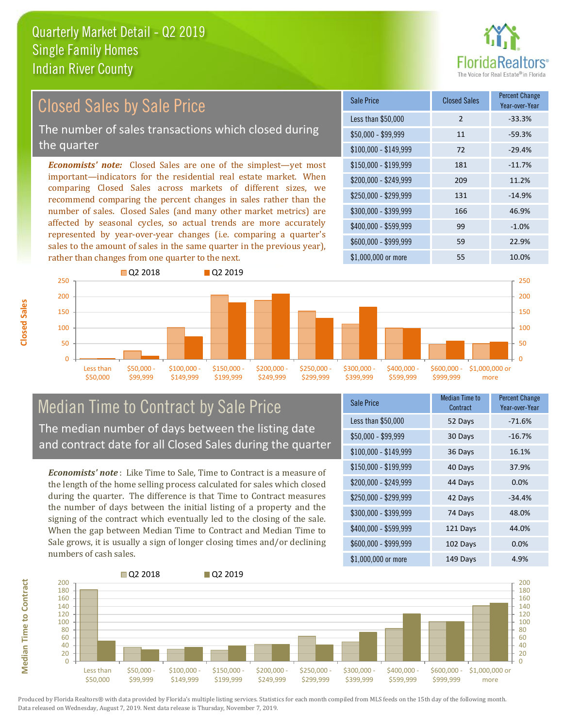# Quarterly Market Detail - Q2 2019
## Single Family Homes
## Indian River County

## Closed Sales by Sale Price

The number of sales transactions which closed during the quarter

***Economists' note:*** Closed Sales are one of the simplest—yet most important—indicators for the residential real estate market. When comparing Closed Sales across markets of different sizes, we recommend comparing the percent changes in sales rather than the number of sales. Closed Sales (and many other market metrics) are affected by seasonal cycles, so actual trends are more accurately represented by year-over-year changes (i.e. comparing a quarter's sales to the amount of sales in the same quarter in the previous year), rather than changes from one quarter to the next.

| Sale Price | Closed Sales | Percent Change Year-over-Year |
|---|---|---|
| Less than $50,000 | 2 | -33.3% |
| $50,000 - $99,999 | 11 | -59.3% |
| $100,000 - $149,999 | 72 | -29.4% |
| $150,000 - $199,999 | 181 | -11.7% |
| $200,000 - $249,999 | 209 | 11.2% |
| $250,000 - $299,999 | 131 | -14.9% |
| $300,000 - $399,999 | 166 | 46.9% |
| $400,000 - $599,999 | 99 | -1.0% |
| $600,000 - $999,999 | 59 | 22.9% |
| $1,000,000 or more | 55 | 10.0% |

## Median Time to Contract by Sale Price

The median number of days between the listing date and contract date for all Closed Sales during the quarter

***Economists' note***: Like Time to Sale, Time to Contract is a measure of the length of the home selling process calculated for sales which closed during the quarter. The difference is that Time to Contract measures the number of days between the initial listing of a property and the signing of the contract which eventually led to the closing of the sale. When the gap between Median Time to Contract and Median Time to Sale grows, it is usually a sign of longer closing times and/or declining numbers of cash sales.

| Sale Price | Median Time to Contract | Percent Change Year-over-Year |
|---|---|---|
| Less than $50,000 | 52 Days | -71.6% |
| $50,000 - $99,999 | 30 Days | -16.7% |
| $100,000 - $149,999 | 36 Days | 16.1% |
| $150,000 - $199,999 | 40 Days | 37.9% |
| $200,000 - $249,999 | 44 Days | 0.0% |
| $250,000 - $299,999 | 42 Days | -34.4% |
| $300,000 - $399,999 | 74 Days | 48.0% |
| $400,000 - $599,999 | 121 Days | 44.0% |
| $600,000 - $999,999 | 102 Days | 0.0% |
| $1,000,000 or more | 149 Days | 4.9% |

Produced by Florida Realtors® with data provided by Florida's multiple listing services. Statistics for each month compiled from MLS feeds on the 15th day of the following month. Data released on Wednesday, August 7, 2019. Next data release is Thursday, November 7, 2019.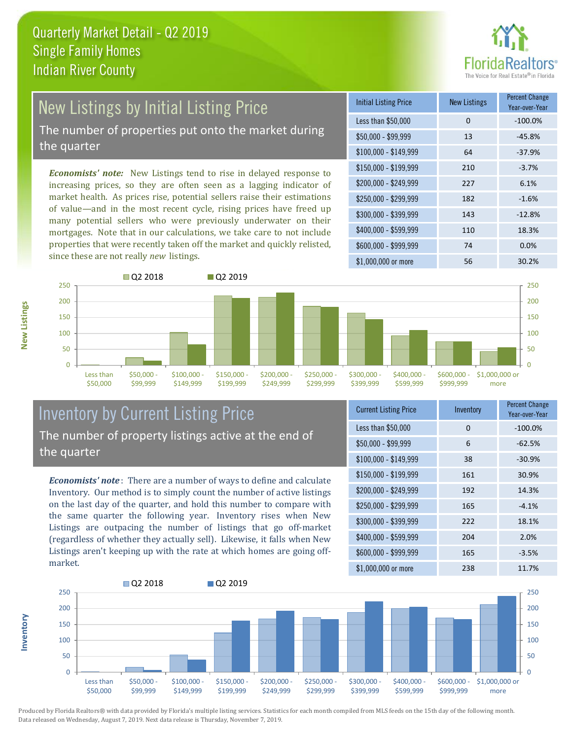# Quarterly Market Detail - Q2 2019
## Single Family Homes
## Indian River County

## New Listings by Initial Listing Price

The number of properties put onto the market during the quarter

*Economists' note:* New Listings tend to rise in delayed response to increasing prices, so they are often seen as a lagging indicator of market health. As prices rise, potential sellers raise their estimations of value—and in the most recent cycle, rising prices have freed up many potential sellers who were previously underwater on their mortgages. Note that in our calculations, we take care to not include properties that were recently taken off the market and quickly relisted, since these are not really *new* listings.

| Initial Listing Price | New Listings | Percent Change Year-over-Year |
|---|---|---|
| Less than $50,000 | 0 | -100.0% |
| $50,000 - $99,999 | 13 | -45.8% |
| $100,000 - $149,999 | 64 | -37.9% |
| $150,000 - $199,999 | 210 | -3.7% |
| $200,000 - $249,999 | 227 | 6.1% |
| $250,000 - $299,999 | 182 | -1.6% |
| $300,000 - $399,999 | 143 | -12.8% |
| $400,000 - $599,999 | 110 | 18.3% |
| $600,000 - $999,999 | 74 | 0.0% |
| $1,000,000 or more | 56 | 30.2% |

## Inventory by Current Listing Price

The number of property listings active at the end of the quarter

*Economists' note*: There are a number of ways to define and calculate Inventory. Our method is to simply count the number of active listings on the last day of the quarter, and hold this number to compare with the same quarter the following year. Inventory rises when New Listings are outpacing the number of listings that go off-market (regardless of whether they actually sell). Likewise, it falls when New Listings aren't keeping up with the rate at which homes are going off-market.

| Current Listing Price | Inventory | Percent Change Year-over-Year |
|---|---|---|
| Less than $50,000 | 0 | -100.0% |
| $50,000 - $99,999 | 6 | -62.5% |
| $100,000 - $149,999 | 38 | -30.9% |
| $150,000 - $199,999 | 161 | 30.9% |
| $200,000 - $249,999 | 192 | 14.3% |
| $250,000 - $299,999 | 165 | -4.1% |
| $300,000 - $399,999 | 222 | 18.1% |
| $400,000 - $599,999 | 204 | 2.0% |
| $600,000 - $999,999 | 165 | -3.5% |
| $1,000,000 or more | 238 | 11.7% |

Produced by Florida Realtors® with data provided by Florida's multiple listing services. Statistics for each month compiled from MLS feeds on the 15th day of the following month. Data released on Wednesday, August 7, 2019. Next data release is Thursday, November 7, 2019.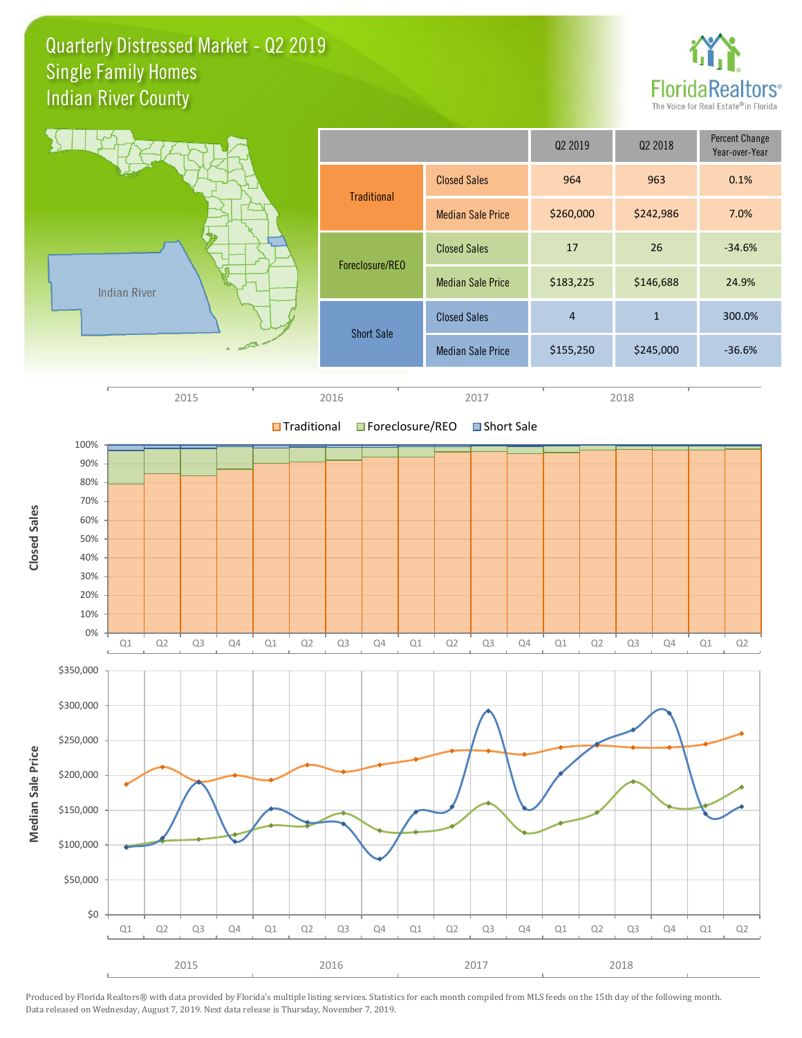# Quarterly Distressed Market - Q2 2019
## Single Family Homes
## Indian River County

FloridaRealtors®
The Voice for Real Estate® in Florida

Indian River

| | | Q2 2019 | Q2 2018 | Percent Change Year-over-Year |
|---|---|---|---|---|
| Traditional | Closed Sales | 964 | 963 | 0.1% |
| | Median Sale Price | $260,000 | $242,986 | 7.0% |
| Foreclosure/REO | Closed Sales | 17 | 26 | -34.6% |
| | Median Sale Price | $183,225 | $146,688 | 24.9% |
| Short Sale | Closed Sales | 4 | 1 | 300.0% |
| | Median Sale Price | $155,250 | $245,000 | -36.6% |

2015 2016 2017 2018

Traditional Foreclosure/REO Short Sale

Closed Sales

100% 90% 80% 70% 60% 50% 40% 30% 20% 10% 0%

Q1 Q2 Q3 Q4 Q1 Q2 Q3 Q4 Q1 Q2 Q3 Q4 Q1 Q2 Q3 Q4 Q1 Q2

Median Sale Price

$350,000 $300,000 $250,000 $200,000 $150,000 $100,000 $50,000 $0

Q1 Q2 Q3 Q4 Q1 Q2 Q3 Q4 Q1 Q2 Q3 Q4 Q1 Q2 Q3 Q4 Q1 Q2

2015 2016 2017 2018

Produced by Florida Realtors® with data provided by Florida's multiple listing services. Statistics for each month compiled from MLS feeds on the 15th day of the following month. Data released on Wednesday, August 7, 2019. Next data release is Thursday, November 7, 2019.